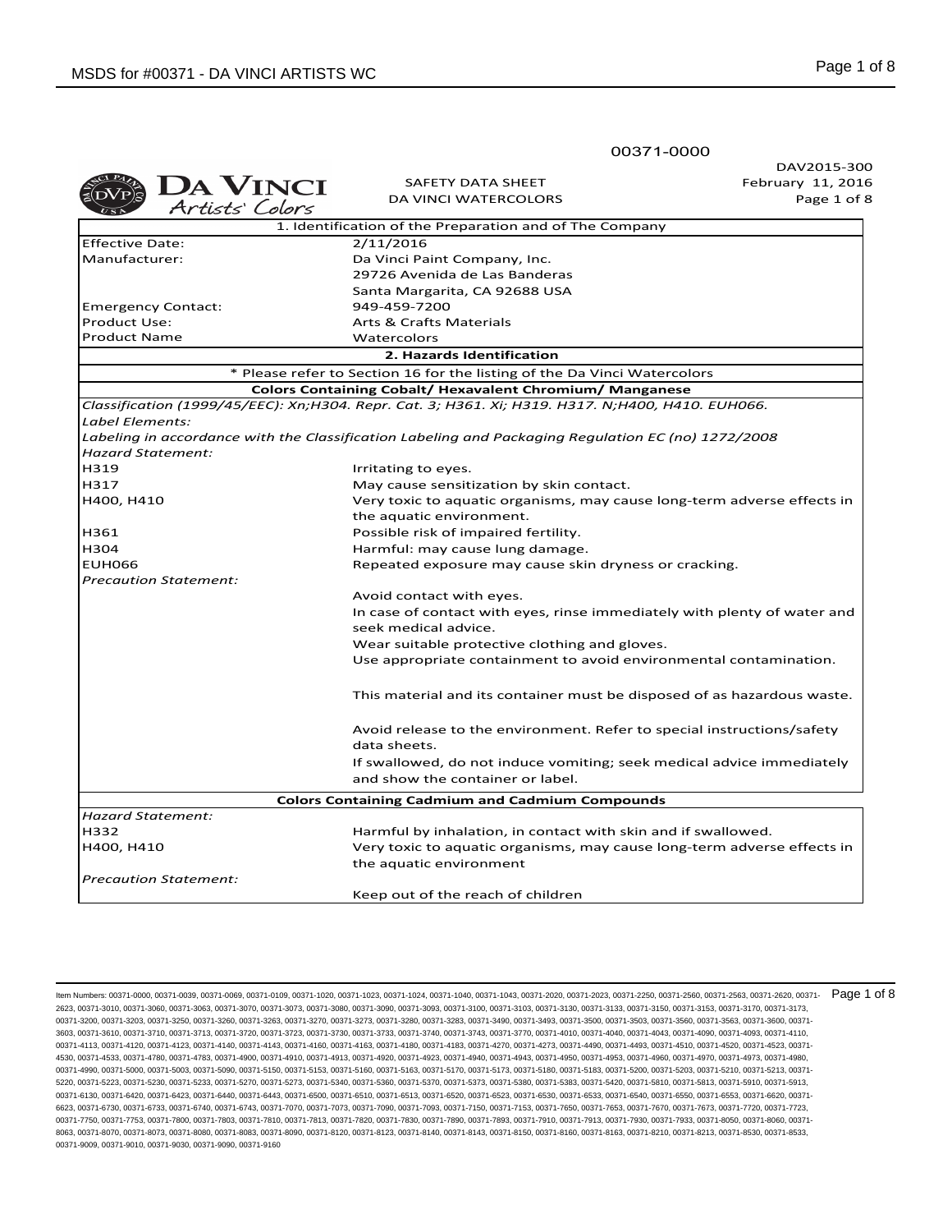00371-0000

DAV2015-300
February 11, 2016

**DA VINCI** *Artists' Colors*

SAFETY DATA SHEET
DA VINCI WATERCOLORS

| 1. Identification of the Preparation and of The Company | |
|---|---|
| Effective Date: | 2/11/2016 |
| Manufacturer: | Da Vinci Paint Company, Inc. |
| | 29726 Avenida de Las Banderas |
| | Santa Margarita, CA 92688 USA |
| Emergency Contact: | 949-459-7200 |
| Product Use: | Arts & Crafts Materials |
| Product Name | Watercolors |

| **2. Hazards Identification** | |
|---|---|
| * Please refer to Section 16 for the listing of the Da Vinci Watercolors | |
| **Colors Containing Cobalt/ Hexavalent Chromium/ Manganese** | |
| *Classification (1999/45/EEC): Xn;H304. Repr. Cat. 3; H361. Xi; H319. H317. N;H400, H410. EUH066.* | |
| *Label Elements:* | |
| *Labeling in accordance with the Classification Labeling and Packaging Regulation EC (no) 1272/2008* | |
| *Hazard Statement:* | |
| H319 | Irritating to eyes. |
| H317 | May cause sensitization by skin contact. |
| H400, H410 | Very toxic to aquatic organisms, may cause long-term adverse effects in the aquatic environment. |
| H361 | Possible risk of impaired fertility. |
| H304 | Harmful: may cause lung damage. |
| EUH066 | Repeated exposure may cause skin dryness or cracking. |
| *Precaution Statement:* | |
| | Avoid contact with eyes. |
| | In case of contact with eyes, rinse immediately with plenty of water and seek medical advice. |
| | Wear suitable protective clothing and gloves. |
| | Use appropriate containment to avoid environmental contamination. |
| | This material and its container must be disposed of as hazardous waste. |
| | Avoid release to the environment. Refer to special instructions/safety data sheets. |
| | If swallowed, do not induce vomiting; seek medical advice immediately and show the container or label. |
| **Colors Containing Cadmium and Cadmium Compounds** | |
| *Hazard Statement:* | |
| H332 | Harmful by inhalation, in contact with skin and if swallowed. |
| H400, H410 | Very toxic to aquatic organisms, may cause long-term adverse effects in the aquatic environment |
| *Precaution Statement:* | |
| | Keep out of the reach of children |

Item Numbers: 00371-0000, 00371-0039, 00371-0069, 00371-0109, 00371-1020, 00371-1023, 00371-1024, 00371-1040, 00371-1043, 00371-2020, 00371-2023, 00371-2250, 00371-2560, 00371-2563, 00371-2620, 00371-2623, 00371-3010, 00371-3060, 00371-3063, 00371-3070, 00371-3073, 00371-3080, 00371-3090, 00371-3093, 00371-3100, 00371-3103, 00371-3130, 00371-3133, 00371-3150, 00371-3153, 00371-3170, 00371-3173, 00371-3200, 00371-3203, 00371-3250, 00371-3260, 00371-3263, 00371-3270, 00371-3273, 00371-3280, 00371-3283, 00371-3490, 00371-3493, 00371-3500, 00371-3503, 00371-3560, 00371-3563, 00371-3600, 00371-3603, 00371-3610, 00371-3710, 00371-3713, 00371-3720, 00371-3723, 00371-3730, 00371-3733, 00371-3740, 00371-3743, 00371-3770, 00371-4010, 00371-4040, 00371-4043, 00371-4090, 00371-4093, 00371-4110, 00371-4113, 00371-4120, 00371-4123, 00371-4140, 00371-4143, 00371-4160, 00371-4163, 00371-4180, 00371-4183, 00371-4270, 00371-4273, 00371-4490, 00371-4493, 00371-4510, 00371-4520, 00371-4523, 00371-4530, 00371-4533, 00371-4780, 00371-4783, 00371-4900, 00371-4910, 00371-4913, 00371-4920, 00371-4923, 00371-4940, 00371-4943, 00371-4950, 00371-4953, 00371-4960, 00371-4970, 00371-4973, 00371-4980, 00371-4990, 00371-5000, 00371-5003, 00371-5090, 00371-5150, 00371-5153, 00371-5160, 00371-5163, 00371-5170, 00371-5173, 00371-5180, 00371-5183, 00371-5200, 00371-5203, 00371-5210, 00371-5213, 00371-5220, 00371-5223, 00371-5230, 00371-5233, 00371-5270, 00371-5273, 00371-5340, 00371-5360, 00371-5370, 00371-5373, 00371-5380, 00371-5383, 00371-5420, 00371-5810, 00371-5813, 00371-5910, 00371-5913, 00371-6130, 00371-6420, 00371-6423, 00371-6440, 00371-6443, 00371-6500, 00371-6510, 00371-6513, 00371-6520, 00371-6523, 00371-6530, 00371-6533, 00371-6540, 00371-6550, 00371-6553, 00371-6620, 00371-6623, 00371-6730, 00371-6733, 00371-6740, 00371-6743, 00371-7070, 00371-7073, 00371-7090, 00371-7093, 00371-7150, 00371-7153, 00371-7650, 00371-7653, 00371-7670, 00371-7673, 00371-7720, 00371-7723, 00371-7750, 00371-7753, 00371-7800, 00371-7803, 00371-7810, 00371-7813, 00371-7820, 00371-7830, 00371-7890, 00371-7893, 00371-7910, 00371-7913, 00371-7930, 00371-7933, 00371-8050, 00371-8060, 00371-8063, 00371-8070, 00371-8073, 00371-8080, 00371-8083, 00371-8090, 00371-8120, 00371-8123, 00371-8140, 00371-8143, 00371-8150, 00371-8160, 00371-8163, 00371-8210, 00371-8213, 00371-8530, 00371-8533, 00371-9009, 00371-9010, 00371-9030, 00371-9090, 00371-9160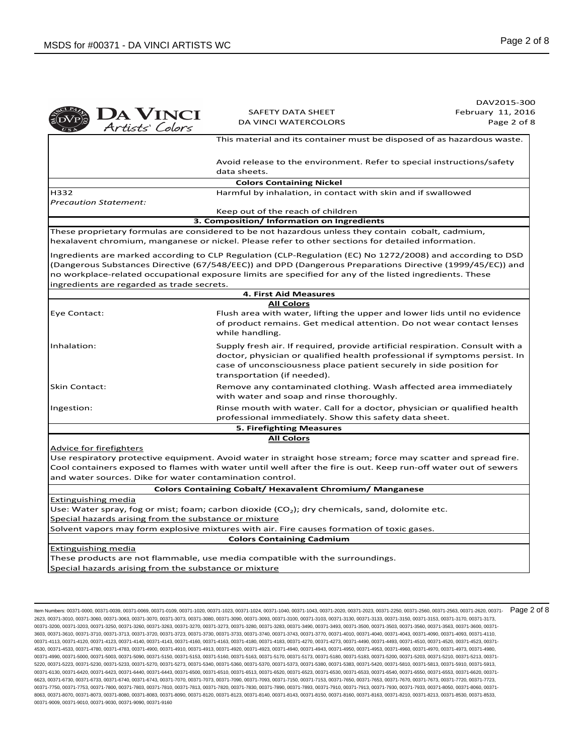| | DAV2015-300 |
|---|---|
| SAFETY DATA SHEET<br>DA VINCI WATERCOLORS | February 11, 2016 |

| | |
|---|---|
| | This material and its container must be disposed of as hazardous waste. |
| | Avoid release to the environment. Refer to special instructions/safety data sheets. |
| **Colors Containing Nickel** | |
| H332 | Harmful by inhalation, in contact with skin and if swallowed |
| *Precaution Statement:* | |
| | Keep out of the reach of children |

## 3. Composition/ Information on Ingredients

These proprietary formulas are considered to be not hazardous unless they contain cobalt, cadmium, hexalavent chromium, manganese or nickel. Please refer to other sections for detailed information.

Ingredients are marked according to CLP Regulation (CLP-Regulation (EC) No 1272/2008) and according to DSD (Dangerous Substances Directive (67/548/EEC)) and DPD (Dangerous Preparations Directive (1999/45/EC)) and no workplace-related occupational exposure limits are specified for any of the listed ingredients. These ingredients are regarded as trade secrets.

## 4. First Aid Measures

**All Colors**

| | |
|---|---|
| Eye Contact: | Flush area with water, lifting the upper and lower lids until no evidence of product remains. Get medical attention. Do not wear contact lenses while handling. |
| Inhalation: | Supply fresh air. If required, provide artificial respiration. Consult with a doctor, physician or qualified health professional if symptoms persist. In case of unconsciousness place patient securely in side position for transportation (if needed). |
| Skin Contact: | Remove any contaminated clothing. Wash affected area immediately with water and soap and rinse thoroughly. |
| Ingestion: | Rinse mouth with water. Call for a doctor, physician or qualified health professional immediately. Show this safety data sheet. |

## 5. Firefighting Measures

**All Colors**

Advice for firefighters

Use respiratory protective equipment. Avoid water in straight hose stream; force may scatter and spread fire. Cool containers exposed to flames with water until well after the fire is out. Keep run-off water out of sewers and water sources. Dike for water contamination control.

**Colors Containing Cobalt/ Hexavalent Chromium/ Manganese**

Extinguishing media

Use: Water spray, fog or mist; foam; carbon dioxide ($CO_2$); dry chemicals, sand, dolomite etc.

Special hazards arising from the substance or mixture

Solvent vapors may form explosive mixtures with air. Fire causes formation of toxic gases.

**Colors Containing Cadmium**

Extinguishing media

These products are not flammable, use media compatible with the surroundings.

Special hazards arising from the substance or mixture

Item Numbers: 00371-0000, 00371-0039, 00371-0069, 00371-0109, 00371-1020, 00371-1023, 00371-1024, 00371-1040, 00371-1043, 00371-2020, 00371-2023, 00371-2250, 00371-2560, 00371-2563, 00371-2620, 00371-2623, 00371-3010, 00371-3060, 00371-3063, 00371-3070, 00371-3073, 00371-3080, 00371-3090, 00371-3093, 00371-3100, 00371-3103, 00371-3130, 00371-3133, 00371-3150, 00371-3153, 00371-3170, 00371-3173, 00371-3200, 00371-3203, 00371-3250, 00371-3260, 00371-3263, 00371-3270, 00371-3273, 00371-3280, 00371-3283, 00371-3490, 00371-3493, 00371-3500, 00371-3503, 00371-3560, 00371-3563, 00371-3600, 00371-3603, 00371-3610, 00371-3710, 00371-3713, 00371-3720, 00371-3723, 00371-3730, 00371-3733, 00371-3740, 00371-3743, 00371-3770, 00371-4010, 00371-4040, 00371-4043, 00371-4090, 00371-4093, 00371-4110, 00371-4113, 00371-4120, 00371-4123, 00371-4140, 00371-4143, 00371-4160, 00371-4163, 00371-4180, 00371-4183, 00371-4270, 00371-4273, 00371-4490, 00371-4493, 00371-4510, 00371-4520, 00371-4523, 00371-4530, 00371-4533, 00371-4780, 00371-4783, 00371-4900, 00371-4910, 00371-4913, 00371-4920, 00371-4923, 00371-4940, 00371-4943, 00371-4950, 00371-4953, 00371-4960, 00371-4970, 00371-4973, 00371-4980, 00371-4990, 00371-5000, 00371-5003, 00371-5090, 00371-5150, 00371-5153, 00371-5160, 00371-5163, 00371-5170, 00371-5173, 00371-5180, 00371-5183, 00371-5200, 00371-5203, 00371-5210, 00371-5213, 00371-5220, 00371-5223, 00371-5230, 00371-5233, 00371-5270, 00371-5273, 00371-5340, 00371-5360, 00371-5370, 00371-5373, 00371-5380, 00371-5383, 00371-5420, 00371-5810, 00371-5813, 00371-5910, 00371-5913, 00371-6130, 00371-6420, 00371-6423, 00371-6440, 00371-6443, 00371-6500, 00371-6510, 00371-6513, 00371-6520, 00371-6523, 00371-6530, 00371-6533, 00371-6540, 00371-6550, 00371-6553, 00371-6620, 00371-6623, 00371-6730, 00371-6733, 00371-6740, 00371-6743, 00371-7070, 00371-7073, 00371-7090, 00371-7093, 00371-7150, 00371-7153, 00371-7650, 00371-7653, 00371-7670, 00371-7673, 00371-7720, 00371-7723, 00371-7750, 00371-7753, 00371-7800, 00371-7803, 00371-7810, 00371-7813, 00371-7820, 00371-7830, 00371-7890, 00371-7893, 00371-7910, 00371-7913, 00371-7930, 00371-7933, 00371-8050, 00371-8060, 00371-8063, 00371-8070, 00371-8073, 00371-8080, 00371-8083, 00371-8090, 00371-8120, 00371-8123, 00371-8140, 00371-8143, 00371-8150, 00371-8160, 00371-8163, 00371-8210, 00371-8213, 00371-8530, 00371-8533, 00371-9009, 00371-9010, 00371-9030, 00371-9090, 00371-9160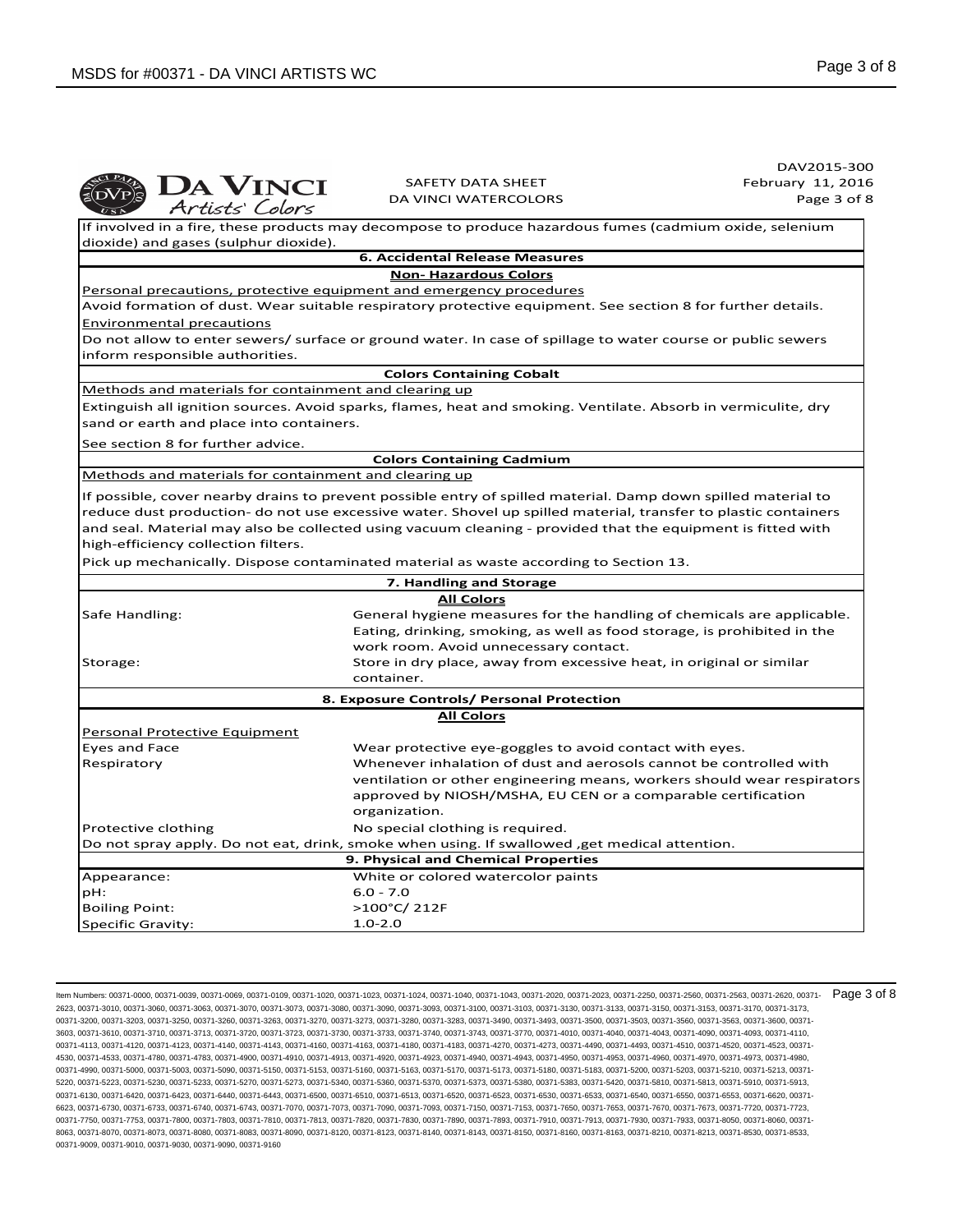If involved in a fire, these products may decompose to produce hazardous fumes (cadmium oxide, selenium dioxide) and gases (sulphur dioxide).

## 6. Accidental Release Measures

### Non- Hazardous Colors

Personal precautions, protective equipment and emergency procedures

Avoid formation of dust. Wear suitable respiratory protective equipment. See section 8 for further details.

Environmental precautions

Do not allow to enter sewers/ surface or ground water. In case of spillage to water course or public sewers inform responsible authorities.

### Colors Containing Cobalt

Methods and materials for containment and clearing up

Extinguish all ignition sources. Avoid sparks, flames, heat and smoking. Ventilate. Absorb in vermiculite, dry sand or earth and place into containers.

See section 8 for further advice.

### Colors Containing Cadmium

Methods and materials for containment and clearing up

If possible, cover nearby drains to prevent possible entry of spilled material. Damp down spilled material to reduce dust production- do not use excessive water. Shovel up spilled material, transfer to plastic containers and seal. Material may also be collected using vacuum cleaning - provided that the equipment is fitted with high-efficiency collection filters.

Pick up mechanically. Dispose contaminated material as waste according to Section 13.

## 7. Handling and Storage

### All Colors

| | |
|---|---|
| Safe Handling: | General hygiene measures for the handling of chemicals are applicable. Eating, drinking, smoking, as well as food storage, is prohibited in the work room. Avoid unnecessary contact. |
| Storage: | Store in dry place, away from excessive heat, in original or similar container. |

## 8. Exposure Controls/ Personal Protection

### All Colors

Personal Protective Equipment

| | |
|---|---|
| Eyes and Face | Wear protective eye-goggles to avoid contact with eyes. |
| Respiratory | Whenever inhalation of dust and aerosols cannot be controlled with ventilation or other engineering means, workers should wear respirators approved by NIOSH/MSHA, EU CEN or a comparable certification organization. |
| Protective clothing | No special clothing is required. |

Do not spray apply. Do not eat, drink, smoke when using. If swallowed ,get medical attention.

## 9. Physical and Chemical Properties

| | |
|---|---|
| Appearance: | White or colored watercolor paints |
| pH: | 6.0 - 7.0 |
| Boiling Point: | >100°C/ 212F |
| Specific Gravity: | 1.0-2.0 |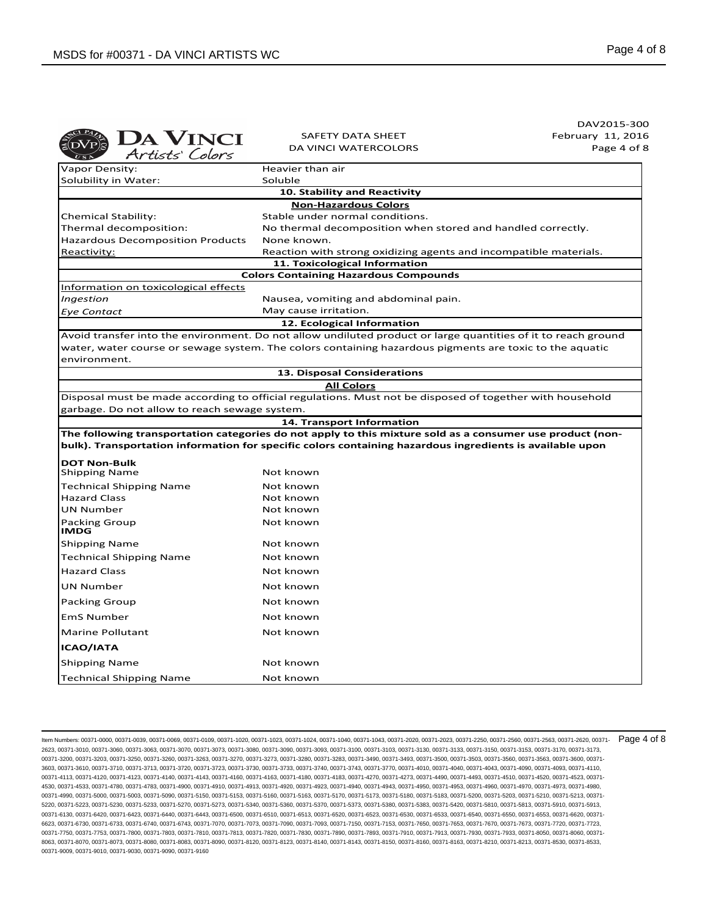DAV2015-300
February 11, 2016

**DA VINCI** Artists' Colors

SAFETY DATA SHEET
DA VINCI WATERCOLORS

| | |
|---|---|
| Vapor Density: | Heavier than air |
| Solubility in Water: | Soluble |

## 10. Stability and Reactivity

**Non-Hazardous Colors**

| | |
|---|---|
| Chemical Stability: | Stable under normal conditions. |
| Thermal decomposition: | No thermal decomposition when stored and handled correctly. |
| Hazardous Decomposition Products | None known. |
| Reactivity: | Reaction with strong oxidizing agents and incompatible materials. |

## 11. Toxicological Information

**Colors Containing Hazardous Compounds**

Information on toxicological effects

| | |
|---|---|
| *Ingestion* | Nausea, vomiting and abdominal pain. |
| *Eye Contact* | May cause irritation. |

## 12. Ecological Information

Avoid transfer into the environment. Do not allow undiluted product or large quantities of it to reach ground water, water course or sewage system. The colors containing hazardous pigments are toxic to the aquatic environment.

## 13. Disposal Considerations

**All Colors**

Disposal must be made according to official regulations. Must not be disposed of together with household garbage. Do not allow to reach sewage system.

## 14. Transport Information

**The following transportation categories do not apply to this mixture sold as a consumer use product (non-bulk). Transportation information for specific colors containing hazardous ingredients is available upon**

**DOT Non-Bulk**

| | |
|---|---|
| Shipping Name | Not known |
| Technical Shipping Name | Not known |
| Hazard Class | Not known |
| UN Number | Not known |
| Packing Group | Not known |

**IMDG**

| | |
|---|---|
| Shipping Name | Not known |
| Technical Shipping Name | Not known |
| Hazard Class | Not known |
| UN Number | Not known |
| Packing Group | Not known |
| EmS Number | Not known |
| Marine Pollutant | Not known |

**ICAO/IATA**

| | |
|---|---|
| Shipping Name | Not known |
| Technical Shipping Name | Not known |

Item Numbers: 00371-0000, 00371-0039, 00371-0069, 00371-0109, 00371-1020, 00371-1023, 00371-1024, 00371-1040, 00371-1043, 00371-2020, 00371-2023, 00371-2250, 00371-2560, 00371-2563, 00371-2620, 00371-2623, 00371-3010, 00371-3060, 00371-3063, 00371-3070, 00371-3073, 00371-3080, 00371-3090, 00371-3093, 00371-3100, 00371-3103, 00371-3130, 00371-3133, 00371-3150, 00371-3153, 00371-3170, 00371-3173, 00371-3200, 00371-3203, 00371-3250, 00371-3260, 00371-3263, 00371-3270, 00371-3273, 00371-3280, 00371-3283, 00371-3490, 00371-3493, 00371-3500, 00371-3503, 00371-3560, 00371-3563, 00371-3600, 00371-3603, 00371-3610, 00371-3710, 00371-3713, 00371-3720, 00371-3723, 00371-3730, 00371-3733, 00371-3740, 00371-3743, 00371-3770, 00371-4010, 00371-4040, 00371-4043, 00371-4090, 00371-4093, 00371-4110, 00371-4113, 00371-4120, 00371-4123, 00371-4140, 00371-4143, 00371-4160, 00371-4163, 00371-4180, 00371-4183, 00371-4270, 00371-4273, 00371-4490, 00371-4493, 00371-4510, 00371-4520, 00371-4523, 00371-4530, 00371-4533, 00371-4780, 00371-4783, 00371-4900, 00371-4910, 00371-4913, 00371-4920, 00371-4923, 00371-4940, 00371-4943, 00371-4950, 00371-4953, 00371-4960, 00371-4970, 00371-4973, 00371-4980, 00371-4990, 00371-5000, 00371-5003, 00371-5090, 00371-5150, 00371-5153, 00371-5160, 00371-5163, 00371-5170, 00371-5173, 00371-5180, 00371-5183, 00371-5200, 00371-5203, 00371-5210, 00371-5213, 00371-5220, 00371-5223, 00371-5230, 00371-5233, 00371-5270, 00371-5273, 00371-5340, 00371-5360, 00371-5370, 00371-5373, 00371-5380, 00371-5383, 00371-5420, 00371-5810, 00371-5813, 00371-5910, 00371-5913, 00371-6130, 00371-6420, 00371-6423, 00371-6440, 00371-6443, 00371-6500, 00371-6510, 00371-6513, 00371-6520, 00371-6523, 00371-6530, 00371-6533, 00371-6540, 00371-6550, 00371-6553, 00371-6620, 00371-6623, 00371-6730, 00371-6733, 00371-6740, 00371-6743, 00371-7070, 00371-7073, 00371-7090, 00371-7093, 00371-7150, 00371-7153, 00371-7650, 00371-7653, 00371-7670, 00371-7673, 00371-7720, 00371-7723, 00371-7750, 00371-7753, 00371-7800, 00371-7803, 00371-7810, 00371-7813, 00371-7820, 00371-7830, 00371-7890, 00371-7893, 00371-7910, 00371-7913, 00371-7930, 00371-7933, 00371-8050, 00371-8060, 00371-8063, 00371-8070, 00371-8073, 00371-8080, 00371-8083, 00371-8090, 00371-8120, 00371-8123, 00371-8140, 00371-8143, 00371-8150, 00371-8160, 00371-8163, 00371-8210, 00371-8213, 00371-8530, 00371-8533, 00371-9009, 00371-9010, 00371-9030, 00371-9090, 00371-9160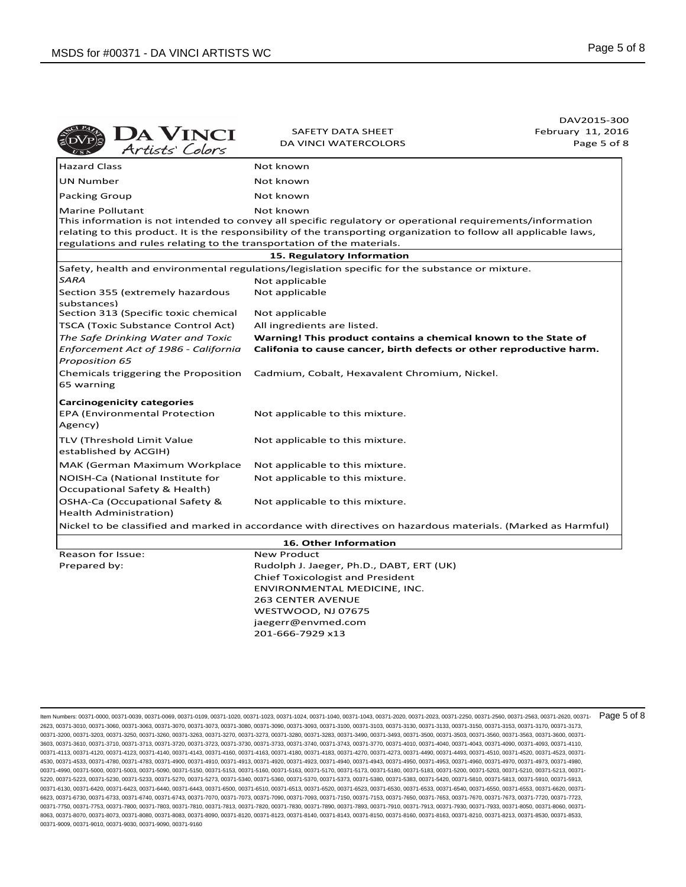| | |
|---|---|
| Hazard Class | Not known |
| UN Number | Not known |
| Packing Group | Not known |
| Marine Pollutant | Not known |

This information is not intended to convey all specific regulatory or operational requirements/information relating to this product. It is the responsibility of the transporting organization to follow all applicable laws, regulations and rules relating to the transportation of the materials.

## 15. Regulatory Information

Safety, health and environmental regulations/legislation specific for the substance or mixture.

| | |
|---|---|
| *SARA* | Not applicable |
| Section 355 (extremely hazardous substances) | Not applicable |
| Section 313 (Specific toxic chemical | Not applicable |
| TSCA (Toxic Substance Control Act) | All ingredients are listed. |
| *The Safe Drinking Water and Toxic Enforcement Act of 1986 - California Proposition 65* | **Warning! This product contains a chemical known to the State of Califonia to cause cancer, birth defects or other reproductive harm.** |
| Chemicals triggering the Proposition 65 warning | Cadmium, Cobalt, Hexavalent Chromium, Nickel. |

**Carcinogenicity categories**

| | |
|---|---|
| EPA (Environmental Protection Agency) | Not applicable to this mixture. |
| TLV (Threshold Limit Value established by ACGIH) | Not applicable to this mixture. |
| MAK (German Maximum Workplace | Not applicable to this mixture. |
| NOISH-Ca (National Institute for Occupational Safety & Health) | Not applicable to this mixture. |
| OSHA-Ca (Occupational Safety & Health Administration) | Not applicable to this mixture. |

Nickel to be classified and marked in accordance with directives on hazardous materials. (Marked as Harmful)

## 16. Other Information

| | |
|---|---|
| Reason for Issue: | New Product |
| Prepared by: | Rudolph J. Jaeger, Ph.D., DABT, ERT (UK)<br>Chief Toxicologist and President<br>ENVIRONMENTAL MEDICINE, INC.<br>263 CENTER AVENUE<br>WESTWOOD, NJ 07675<br>jaegerr@envmed.com<br>201-666-7929 x13 |

Item Numbers: 00371-0000, 00371-0039, 00371-0069, 00371-0109, 00371-1020, 00371-1023, 00371-1024, 00371-1040, 00371-1043, 00371-2020, 00371-2023, 00371-2250, 00371-2560, 00371-2563, 00371-2620, 00371-2623, 00371-3010, 00371-3060, 00371-3063, 00371-3070, 00371-3073, 00371-3080, 00371-3090, 00371-3093, 00371-3100, 00371-3103, 00371-3130, 00371-3133, 00371-3150, 00371-3153, 00371-3170, 00371-3173, 00371-3200, 00371-3203, 00371-3250, 00371-3260, 00371-3263, 00371-3270, 00371-3273, 00371-3280, 00371-3283, 00371-3490, 00371-3493, 00371-3500, 00371-3503, 00371-3560, 00371-3563, 00371-3600, 00371-3603, 00371-3610, 00371-3710, 00371-3713, 00371-3720, 00371-3723, 00371-3730, 00371-3733, 00371-3740, 00371-3743, 00371-3770, 00371-4010, 00371-4040, 00371-4043, 00371-4090, 00371-4093, 00371-4110, 00371-4113, 00371-4120, 00371-4123, 00371-4140, 00371-4143, 00371-4160, 00371-4163, 00371-4180, 00371-4183, 00371-4270, 00371-4273, 00371-4490, 00371-4493, 00371-4510, 00371-4520, 00371-4523, 00371-4530, 00371-4533, 00371-4780, 00371-4783, 00371-4900, 00371-4910, 00371-4913, 00371-4920, 00371-4923, 00371-4940, 00371-4943, 00371-4950, 00371-4953, 00371-4960, 00371-4970, 00371-4973, 00371-4980, 00371-4990, 00371-5000, 00371-5003, 00371-5090, 00371-5150, 00371-5153, 00371-5160, 00371-5163, 00371-5170, 00371-5173, 00371-5180, 00371-5183, 00371-5200, 00371-5203, 00371-5210, 00371-5213, 00371-5220, 00371-5223, 00371-5230, 00371-5233, 00371-5270, 00371-5273, 00371-5340, 00371-5360, 00371-5370, 00371-5373, 00371-5380, 00371-5383, 00371-5420, 00371-5810, 00371-5813, 00371-5910, 00371-5913, 00371-6130, 00371-6420, 00371-6423, 00371-6440, 00371-6443, 00371-6500, 00371-6510, 00371-6513, 00371-6520, 00371-6523, 00371-6530, 00371-6533, 00371-6540, 00371-6550, 00371-6553, 00371-6620, 00371-6623, 00371-6730, 00371-6733, 00371-6740, 00371-6743, 00371-7070, 00371-7073, 00371-7090, 00371-7093, 00371-7150, 00371-7153, 00371-7650, 00371-7653, 00371-7670, 00371-7673, 00371-7720, 00371-7723, 00371-7750, 00371-7753, 00371-7800, 00371-7803, 00371-7810, 00371-7813, 00371-7820, 00371-7830, 00371-7890, 00371-7893, 00371-7910, 00371-7913, 00371-7930, 00371-7933, 00371-8050, 00371-8060, 00371-8063, 00371-8070, 00371-8073, 00371-8080, 00371-8083, 00371-8090, 00371-8120, 00371-8123, 00371-8140, 00371-8143, 00371-8150, 00371-8160, 00371-8163, 00371-8210, 00371-8213, 00371-8530, 00371-8533, 00371-9009, 00371-9010, 00371-9030, 00371-9090, 00371-9160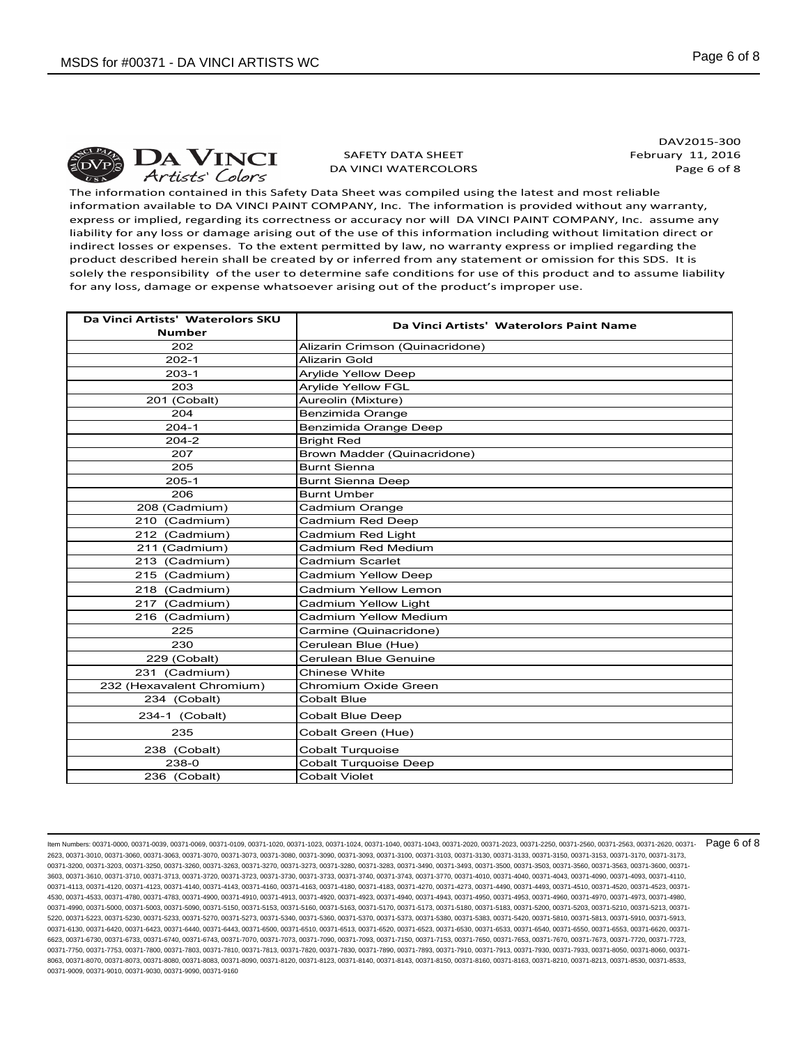DAV2015-300
February 11, 2016

**DA VINCI** Artists' Colors

SAFETY DATA SHEET
DA VINCI WATERCOLORS

The information contained in this Safety Data Sheet was compiled using the latest and most reliable information available to DA VINCI PAINT COMPANY, Inc. The information is provided without any warranty, express or implied, regarding its correctness or accuracy nor will DA VINCI PAINT COMPANY, Inc. assume any liability for any loss or damage arising out of the use of this information including without limitation direct or indirect losses or expenses. To the extent permitted by law, no warranty express or implied regarding the product described herein shall be created by or inferred from any statement or omission for this SDS. It is solely the responsibility of the user to determine safe conditions for use of this product and to assume liability for any loss, damage or expense whatsoever arising out of the product's improper use.

| Da Vinci Artists' Waterolors SKU Number | Da Vinci Artists' Waterolors Paint Name |
|---|---|
| 202 | Alizarin Crimson (Quinacridone) |
| 202-1 | Alizarin Gold |
| 203-1 | Arylide Yellow Deep |
| 203 | Arylide Yellow FGL |
| 201 (Cobalt) | Aureolin (Mixture) |
| 204 | Benzimida Orange |
| 204-1 | Benzimida Orange Deep |
| 204-2 | Bright Red |
| 207 | Brown Madder (Quinacridone) |
| 205 | Burnt Sienna |
| 205-1 | Burnt Sienna Deep |
| 206 | Burnt Umber |
| 208 (Cadmium) | Cadmium Orange |
| 210 (Cadmium) | Cadmium Red Deep |
| 212 (Cadmium) | Cadmium Red Light |
| 211 (Cadmium) | Cadmium Red Medium |
| 213 (Cadmium) | Cadmium Scarlet |
| 215 (Cadmium) | Cadmium Yellow Deep |
| 218 (Cadmium) | Cadmium Yellow Lemon |
| 217 (Cadmium) | Cadmium Yellow Light |
| 216 (Cadmium) | Cadmium Yellow Medium |
| 225 | Carmine (Quinacridone) |
| 230 | Cerulean Blue (Hue) |
| 229 (Cobalt) | Cerulean Blue Genuine |
| 231 (Cadmium) | Chinese White |
| 232 (Hexavalent Chromium) | Chromium Oxide Green |
| 234 (Cobalt) | Cobalt Blue |
| 234-1 (Cobalt) | Cobalt Blue Deep |
| 235 | Cobalt Green (Hue) |
| 238 (Cobalt) | Cobalt Turquoise |
| 238-0 | Cobalt Turquoise Deep |
| 236 (Cobalt) | Cobalt Violet |

Item Numbers: 00371-0000, 00371-0039, 00371-0069, 00371-0109, 00371-1020, 00371-1023, 00371-1024, 00371-1040, 00371-1043, 00371-2020, 00371-2023, 00371-2250, 00371-2560, 00371-2563, 00371-2620, 00371-2623, 00371-3010, 00371-3060, 00371-3063, 00371-3070, 00371-3073, 00371-3080, 00371-3090, 00371-3093, 00371-3100, 00371-3103, 00371-3130, 00371-3133, 00371-3150, 00371-3153, 00371-3170, 00371-3173, 00371-3200, 00371-3203, 00371-3250, 00371-3260, 00371-3263, 00371-3270, 00371-3273, 00371-3280, 00371-3283, 00371-3490, 00371-3493, 00371-3500, 00371-3503, 00371-3560, 00371-3563, 00371-3600, 00371-3603, 00371-3610, 00371-3710, 00371-3713, 00371-3720, 00371-3723, 00371-3730, 00371-3733, 00371-3740, 00371-3743, 00371-3770, 00371-4010, 00371-4040, 00371-4043, 00371-4090, 00371-4093, 00371-4110, 00371-4113, 00371-4120, 00371-4123, 00371-4140, 00371-4143, 00371-4160, 00371-4163, 00371-4180, 00371-4183, 00371-4270, 00371-4273, 00371-4490, 00371-4493, 00371-4510, 00371-4520, 00371-4523, 00371-4530, 00371-4533, 00371-4780, 00371-4783, 00371-4900, 00371-4910, 00371-4913, 00371-4920, 00371-4923, 00371-4940, 00371-4943, 00371-4950, 00371-4953, 00371-4960, 00371-4970, 00371-4973, 00371-4980, 00371-4990, 00371-5000, 00371-5003, 00371-5090, 00371-5150, 00371-5153, 00371-5160, 00371-5163, 00371-5170, 00371-5173, 00371-5180, 00371-5183, 00371-5200, 00371-5203, 00371-5210, 00371-5213, 00371-5220, 00371-5223, 00371-5230, 00371-5233, 00371-5270, 00371-5273, 00371-5340, 00371-5360, 00371-5370, 00371-5373, 00371-5380, 00371-5383, 00371-5420, 00371-5810, 00371-5813, 00371-5910, 00371-5913, 00371-6130, 00371-6420, 00371-6423, 00371-6440, 00371-6443, 00371-6500, 00371-6510, 00371-6513, 00371-6520, 00371-6523, 00371-6530, 00371-6533, 00371-6540, 00371-6550, 00371-6553, 00371-6620, 00371-6623, 00371-6730, 00371-6733, 00371-6740, 00371-6743, 00371-7070, 00371-7073, 00371-7090, 00371-7093, 00371-7150, 00371-7153, 00371-7650, 00371-7653, 00371-7670, 00371-7673, 00371-7720, 00371-7723, 00371-7750, 00371-7753, 00371-7800, 00371-7803, 00371-7810, 00371-7813, 00371-7820, 00371-7830, 00371-7890, 00371-7893, 00371-7910, 00371-7913, 00371-7930, 00371-7933, 00371-8050, 00371-8060, 00371-8063, 00371-8070, 00371-8073, 00371-8080, 00371-8083, 00371-8090, 00371-8120, 00371-8123, 00371-8140, 00371-8143, 00371-8150, 00371-8160, 00371-8163, 00371-8210, 00371-8213, 00371-8530, 00371-8533, 00371-9009, 00371-9010, 00371-9030, 00371-9090, 00371-9160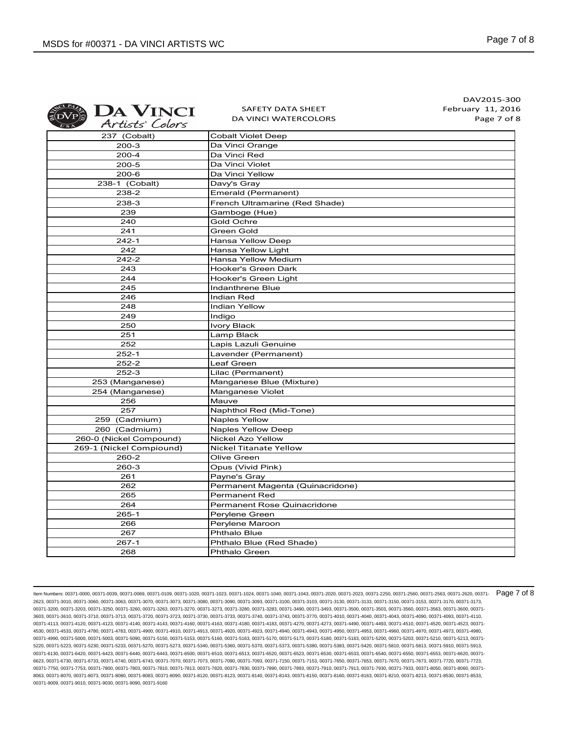DAV2015-300
February 11, 2016

**DA VINCI** Artists' Colors

SAFETY DATA SHEET
DA VINCI WATERCOLORS

| | |
|---|---|
| 237 (Cobalt) | Cobalt Violet Deep |
| 200-3 | Da Vinci Orange |
| 200-4 | Da Vinci Red |
| 200-5 | Da Vinci Violet |
| 200-6 | Da Vinci Yellow |
| 238-1 (Cobalt) | Davy's Gray |
| 238-2 | Emerald (Permanent) |
| 238-3 | French Ultramarine (Red Shade) |
| 239 | Gamboge (Hue) |
| 240 | Gold Ochre |
| 241 | Green Gold |
| 242-1 | Hansa Yellow Deep |
| 242 | Hansa Yellow Light |
| 242-2 | Hansa Yellow Medium |
| 243 | Hooker's Green Dark |
| 244 | Hooker's Green Light |
| 245 | Indanthrene Blue |
| 246 | Indian Red |
| 248 | Indian Yellow |
| 249 | Indigo |
| 250 | Ivory Black |
| 251 | Lamp Black |
| 252 | Lapis Lazuli Genuine |
| 252-1 | Lavender (Permanent) |
| 252-2 | Leaf Green |
| 252-3 | Lilac (Permanent) |
| 253 (Manganese) | Manganese Blue (Mixture) |
| 254 (Manganese) | Manganese Violet |
| 256 | Mauve |
| 257 | Naphthol Red (Mid-Tone) |
| 259 (Cadmium) | Naples Yellow |
| 260 (Cadmium) | Naples Yellow Deep |
| 260-0 (Nickel Compound) | Nickel Azo Yellow |
| 269-1 (Nickel Compioound) | Nickel Titanate Yellow |
| 260-2 | Olive Green |
| 260-3 | Opus (Vivid Pink) |
| 261 | Payne's Gray |
| 262 | Permanent Magenta (Quinacridone) |
| 265 | Permanent Red |
| 264 | Permanent Rose Quinacridone |
| 265-1 | Perylene Green |
| 266 | Perylene Maroon |
| 267 | Phthalo Blue |
| 267-1 | Phthalo Blue (Red Shade) |
| 268 | Phthalo Green |

Item Numbers: 00371-0000, 00371-0039, 00371-0069, 00371-0109, 00371-1020, 00371-1023, 00371-1024, 00371-1040, 00371-1043, 00371-2020, 00371-2023, 00371-2250, 00371-2560, 00371-2563, 00371-2620, 00371-2623, 00371-3010, 00371-3060, 00371-3063, 00371-3070, 00371-3073, 00371-3080, 00371-3090, 00371-3093, 00371-3100, 00371-3103, 00371-3130, 00371-3133, 00371-3150, 00371-3153, 00371-3170, 00371-3173, 00371-3200, 00371-3203, 00371-3250, 00371-3260, 00371-3263, 00371-3270, 00371-3273, 00371-3280, 00371-3283, 00371-3490, 00371-3493, 00371-3500, 00371-3503, 00371-3560, 00371-3563, 00371-3600, 00371-3603, 00371-3610, 00371-3710, 00371-3713, 00371-3720, 00371-3723, 00371-3730, 00371-3733, 00371-3740, 00371-3743, 00371-3770, 00371-4010, 00371-4040, 00371-4043, 00371-4090, 00371-4093, 00371-4110, 00371-4113, 00371-4120, 00371-4123, 00371-4140, 00371-4143, 00371-4160, 00371-4163, 00371-4180, 00371-4183, 00371-4270, 00371-4273, 00371-4490, 00371-4493, 00371-4510, 00371-4520, 00371-4523, 00371-4530, 00371-4533, 00371-4780, 00371-4783, 00371-4900, 00371-4910, 00371-4913, 00371-4920, 00371-4923, 00371-4940, 00371-4943, 00371-4950, 00371-4953, 00371-4960, 00371-4970, 00371-4973, 00371-4980, 00371-4990, 00371-5000, 00371-5003, 00371-5090, 00371-5150, 00371-5153, 00371-5160, 00371-5163, 00371-5170, 00371-5173, 00371-5180, 00371-5183, 00371-5200, 00371-5203, 00371-5210, 00371-5213, 00371-5220, 00371-5223, 00371-5230, 00371-5233, 00371-5270, 00371-5273, 00371-5340, 00371-5360, 00371-5370, 00371-5373, 00371-5380, 00371-5383, 00371-5420, 00371-5810, 00371-5813, 00371-5910, 00371-5913, 00371-6130, 00371-6420, 00371-6423, 00371-6440, 00371-6443, 00371-6500, 00371-6510, 00371-6513, 00371-6520, 00371-6523, 00371-6530, 00371-6533, 00371-6540, 00371-6550, 00371-6553, 00371-6620, 00371-6623, 00371-6730, 00371-6733, 00371-6740, 00371-6743, 00371-7070, 00371-7073, 00371-7090, 00371-7093, 00371-7150, 00371-7153, 00371-7650, 00371-7653, 00371-7670, 00371-7673, 00371-7720, 00371-7723, 00371-7750, 00371-7753, 00371-7800, 00371-7803, 00371-7810, 00371-7813, 00371-7820, 00371-7830, 00371-7890, 00371-7893, 00371-7910, 00371-7913, 00371-7930, 00371-7933, 00371-8050, 00371-8060, 00371-8063, 00371-8070, 00371-8073, 00371-8080, 00371-8083, 00371-8090, 00371-8120, 00371-8123, 00371-8140, 00371-8143, 00371-8150, 00371-8160, 00371-8163, 00371-8210, 00371-8213, 00371-8530, 00371-8533, 00371-9009, 00371-9010, 00371-9030, 00371-9090, 00371-9160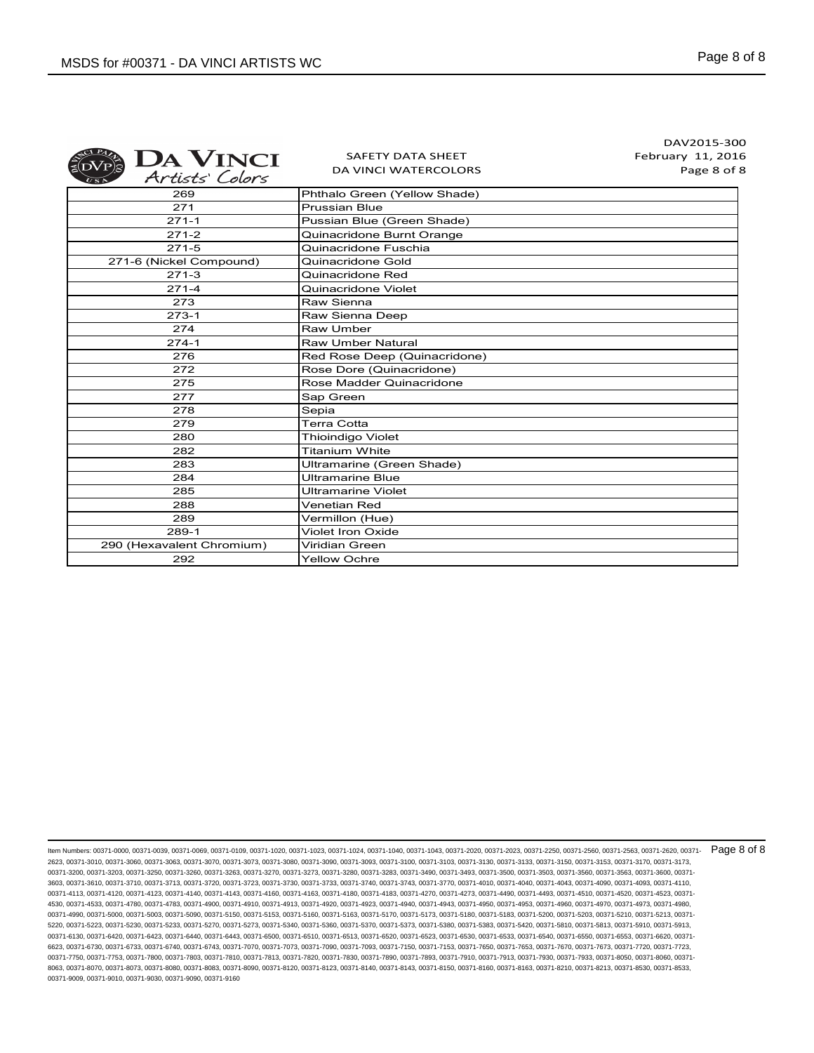DAV2015-300
February 11, 2016

**DA VINCI** Artists' Colors

SAFETY DATA SHEET
DA VINCI WATERCOLORS

| | |
|---|---|
| 269 | Phthalo Green (Yellow Shade) |
| 271 | Prussian Blue |
| 271-1 | Pussian Blue (Green Shade) |
| 271-2 | Quinacridone Burnt Orange |
| 271-5 | Quinacridone Fuschia |
| 271-6 (Nickel Compound) | Quinacridone Gold |
| 271-3 | Quinacridone Red |
| 271-4 | Quinacridone Violet |
| 273 | Raw Sienna |
| 273-1 | Raw Sienna Deep |
| 274 | Raw Umber |
| 274-1 | Raw Umber Natural |
| 276 | Red Rose Deep (Quinacridone) |
| 272 | Rose Dore (Quinacridone) |
| 275 | Rose Madder Quinacridone |
| 277 | Sap Green |
| 278 | Sepia |
| 279 | Terra Cotta |
| 280 | Thioindigo Violet |
| 282 | Titanium White |
| 283 | Ultramarine (Green Shade) |
| 284 | Ultramarine Blue |
| 285 | Ultramarine Violet |
| 288 | Venetian Red |
| 289 | Vermillon (Hue) |
| 289-1 | Violet Iron Oxide |
| 290 (Hexavalent Chromium) | Viridian Green |
| 292 | Yellow Ochre |

Item Numbers: 00371-0000, 00371-0039, 00371-0069, 00371-0109, 00371-1020, 00371-1023, 00371-1024, 00371-1040, 00371-1043, 00371-2020, 00371-2023, 00371-2250, 00371-2560, 00371-2563, 00371-2620, 00371-2623, 00371-3010, 00371-3060, 00371-3063, 00371-3070, 00371-3073, 00371-3080, 00371-3090, 00371-3093, 00371-3100, 00371-3103, 00371-3130, 00371-3133, 00371-3150, 00371-3153, 00371-3170, 00371-3173, 00371-3200, 00371-3203, 00371-3250, 00371-3260, 00371-3263, 00371-3270, 00371-3273, 00371-3280, 00371-3283, 00371-3490, 00371-3493, 00371-3500, 00371-3503, 00371-3560, 00371-3563, 00371-3600, 00371-3603, 00371-3610, 00371-3710, 00371-3713, 00371-3720, 00371-3723, 00371-3730, 00371-3733, 00371-3740, 00371-3743, 00371-3770, 00371-4010, 00371-4040, 00371-4043, 00371-4090, 00371-4093, 00371-4110, 00371-4113, 00371-4120, 00371-4123, 00371-4140, 00371-4143, 00371-4160, 00371-4163, 00371-4180, 00371-4183, 00371-4270, 00371-4273, 00371-4490, 00371-4493, 00371-4510, 00371-4520, 00371-4523, 00371-4530, 00371-4533, 00371-4780, 00371-4783, 00371-4900, 00371-4910, 00371-4913, 00371-4920, 00371-4923, 00371-4940, 00371-4943, 00371-4950, 00371-4953, 00371-4960, 00371-4970, 00371-4973, 00371-4980, 00371-4990, 00371-5000, 00371-5003, 00371-5090, 00371-5150, 00371-5153, 00371-5160, 00371-5163, 00371-5170, 00371-5173, 00371-5180, 00371-5183, 00371-5200, 00371-5203, 00371-5210, 00371-5213, 00371-5220, 00371-5223, 00371-5230, 00371-5233, 00371-5270, 00371-5273, 00371-5340, 00371-5360, 00371-5370, 00371-5373, 00371-5380, 00371-5383, 00371-5420, 00371-5810, 00371-5813, 00371-5910, 00371-5913, 00371-6130, 00371-6420, 00371-6423, 00371-6440, 00371-6443, 00371-6500, 00371-6510, 00371-6513, 00371-6520, 00371-6523, 00371-6530, 00371-6533, 00371-6540, 00371-6550, 00371-6553, 00371-6620, 00371-6623, 00371-6730, 00371-6733, 00371-6740, 00371-6743, 00371-7070, 00371-7073, 00371-7090, 00371-7093, 00371-7150, 00371-7153, 00371-7650, 00371-7653, 00371-7670, 00371-7673, 00371-7720, 00371-7723, 00371-7750, 00371-7753, 00371-7800, 00371-7803, 00371-7810, 00371-7813, 00371-7820, 00371-7830, 00371-7890, 00371-7893, 00371-7910, 00371-7913, 00371-7930, 00371-7933, 00371-8050, 00371-8060, 00371-8063, 00371-8070, 00371-8073, 00371-8080, 00371-8083, 00371-8090, 00371-8120, 00371-8123, 00371-8140, 00371-8143, 00371-8150, 00371-8160, 00371-8163, 00371-8210, 00371-8213, 00371-8530, 00371-8533, 00371-9009, 00371-9010, 00371-9030, 00371-9090, 00371-9160